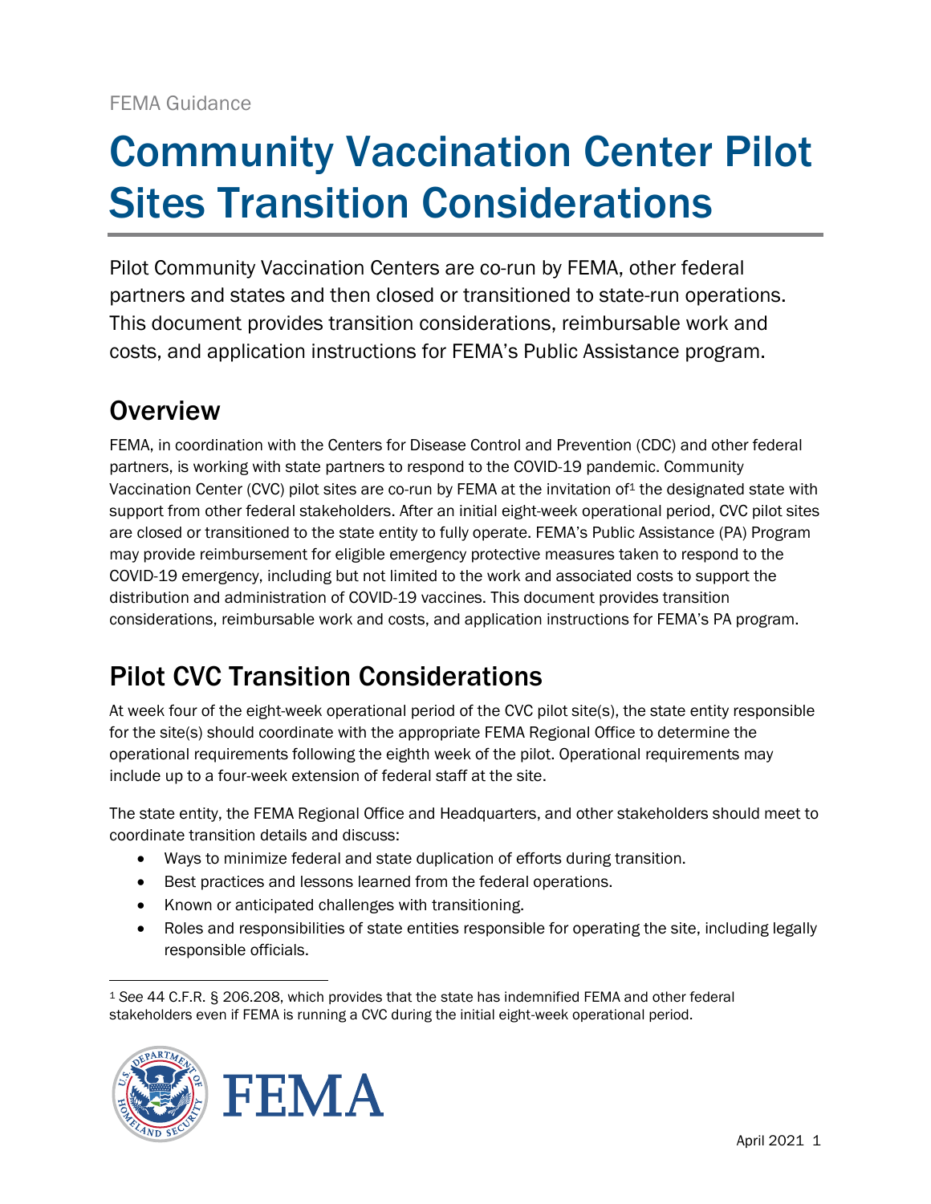FEMA Guidance

# Community Vaccination Center Pilot Sites Transition Considerations

Pilot Community Vaccination Centers are co-run by FEMA, other federal partners and states and then closed or transitioned to state-run operations. This document provides transition considerations, reimbursable work and costs, and application instructions for FEMA's Public Assistance program.

## Overview

FEMA, in coordination with the Centers for Disease Control and Prevention (CDC) and other federal partners, is working with state partners to respond to the COVID-19 pandemic. Community Vaccination Center (CVC) pilot sites are co-run by FEMA at the invitation of[1] the designated state with support from other federal stakeholders. After an initial eight-week operational period, CVC pilot sites are closed or transitioned to the state entity to fully operate. FEMA's Public Assistance (PA) Program may provide reimbursement for eligible emergency protective measures taken to respond to the COVID-19 emergency, including but not limited to the work and associated costs to support the distribution and administration of COVID-19 vaccines. This document provides transition considerations, reimbursable work and costs, and application instructions for FEMA's PA program.

## Pilot CVC Transition Considerations

At week four of the eight-week operational period of the CVC pilot site(s), the state entity responsible for the site(s) should coordinate with the appropriate FEMA Regional Office to determine the operational requirements following the eighth week of the pilot. Operational requirements may include up to a four-week extension of federal staff at the site.

The state entity, the FEMA Regional Office and Headquarters, and other stakeholders should meet to coordinate transition details and discuss:

- Ways to minimize federal and state duplication of efforts during transition.
- Best practices and lessons learned from the federal operations.
- Known or anticipated challenges with transitioning.
- Roles and responsibilities of state entities responsible for operating the site, including legally responsible officials.

[1] *See* 44 C.F.R. § 206.208, which provides that the state has indemnified FEMA and other federal stakeholders even if FEMA is running a CVC during the initial eight-week operational period.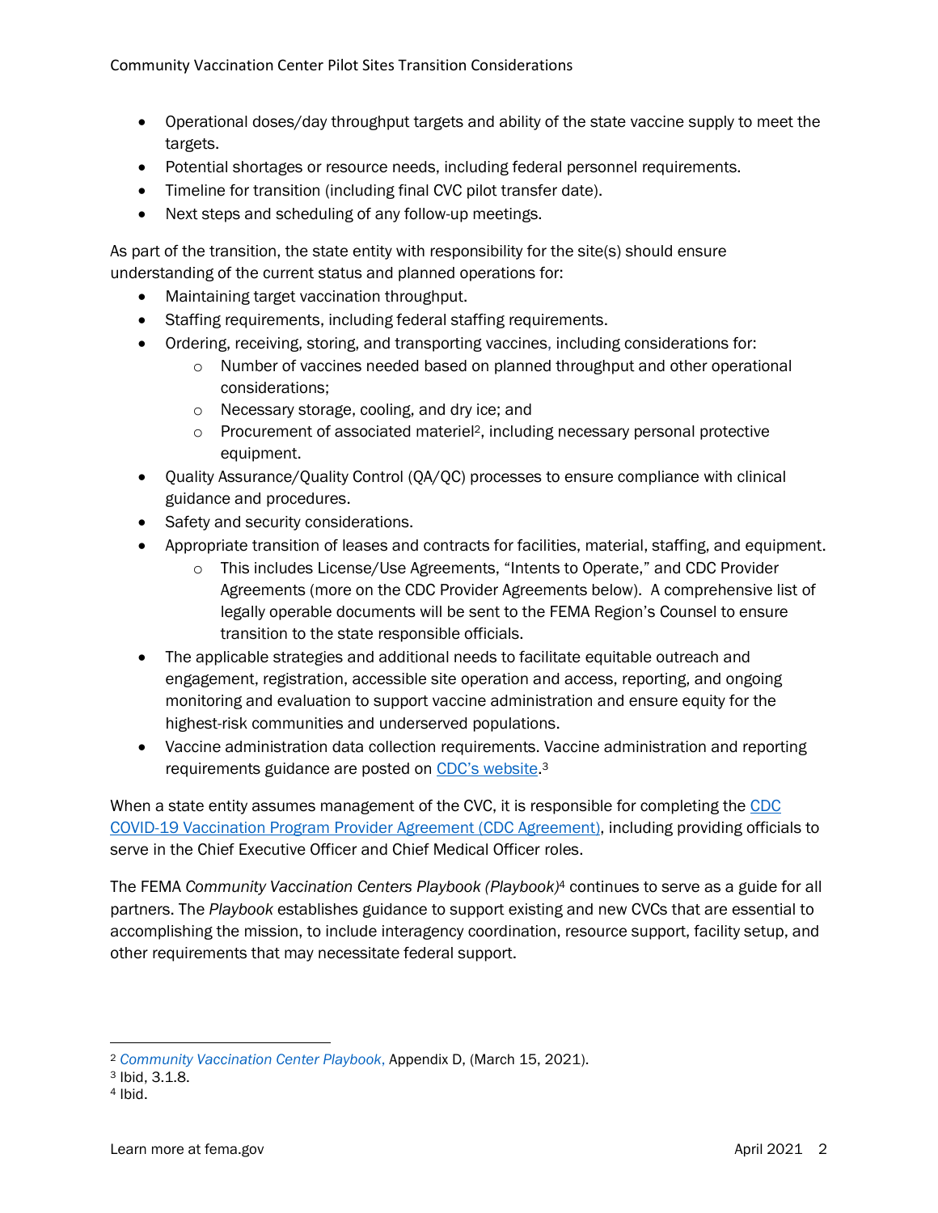- Operational doses/day throughput targets and ability of the state vaccine supply to meet the targets.
- Potential shortages or resource needs, including federal personnel requirements.
- Timeline for transition (including final CVC pilot transfer date).
- Next steps and scheduling of any follow-up meetings.

As part of the transition, the state entity with responsibility for the site(s) should ensure understanding of the current status and planned operations for:

- Maintaining target vaccination throughput.
- Staffing requirements, including federal staffing requirements.
- Ordering, receiving, storing, and transporting vaccines, including considerations for:
  - Number of vaccines needed based on planned throughput and other operational considerations;
  - Necessary storage, cooling, and dry ice; and
  - Procurement of associated materiel[2], including necessary personal protective equipment.
- Quality Assurance/Quality Control (QA/QC) processes to ensure compliance with clinical guidance and procedures.
- Safety and security considerations.
- Appropriate transition of leases and contracts for facilities, material, staffing, and equipment.
  - This includes License/Use Agreements, "Intents to Operate," and CDC Provider Agreements (more on the CDC Provider Agreements below). A comprehensive list of legally operable documents will be sent to the FEMA Region's Counsel to ensure transition to the state responsible officials.
- The applicable strategies and additional needs to facilitate equitable outreach and engagement, registration, accessible site operation and access, reporting, and ongoing monitoring and evaluation to support vaccine administration and ensure equity for the highest-risk communities and underserved populations.
- Vaccine administration data collection requirements. Vaccine administration and reporting requirements guidance are posted on CDC's website.[3]

When a state entity assumes management of the CVC, it is responsible for completing the CDC COVID-19 Vaccination Program Provider Agreement (CDC Agreement), including providing officials to serve in the Chief Executive Officer and Chief Medical Officer roles.

The FEMA *Community Vaccination Centers Playbook (Playbook)*[4] continues to serve as a guide for all partners. The *Playbook* establishes guidance to support existing and new CVCs that are essential to accomplishing the mission, to include interagency coordination, resource support, facility setup, and other requirements that may necessitate federal support.

---

[2] *Community Vaccination Center Playbook*, Appendix D, (March 15, 2021).

[3] Ibid, 3.1.8.

[4] Ibid.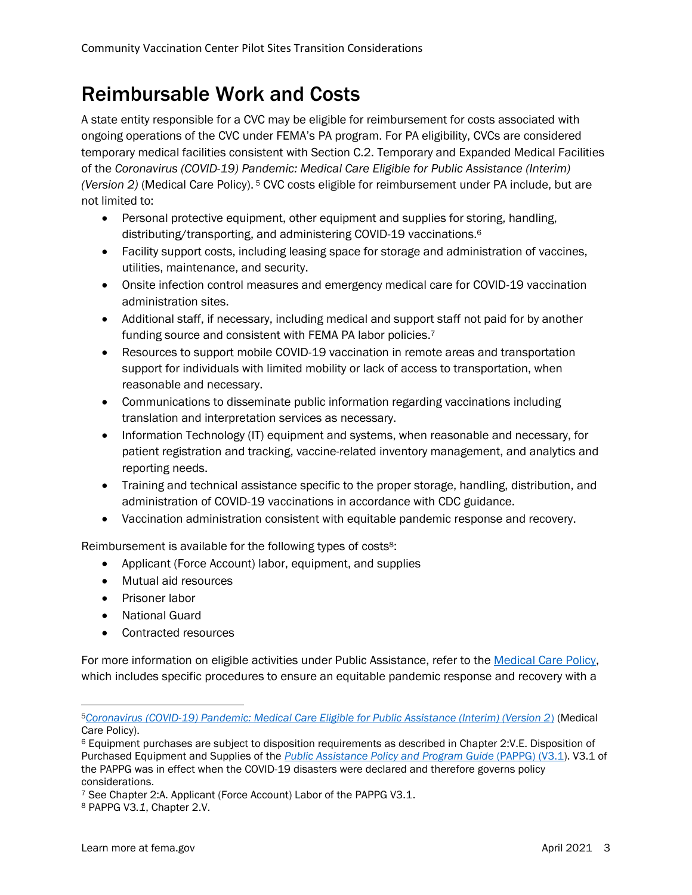## Reimbursable Work and Costs

A state entity responsible for a CVC may be eligible for reimbursement for costs associated with ongoing operations of the CVC under FEMA's PA program. For PA eligibility, CVCs are considered temporary medical facilities consistent with Section C.2. Temporary and Expanded Medical Facilities of the *Coronavirus (COVID-19) Pandemic: Medical Care Eligible for Public Assistance (Interim) (Version 2)* (Medical Care Policy).[5] CVC costs eligible for reimbursement under PA include, but are not limited to:

- Personal protective equipment, other equipment and supplies for storing, handling, distributing/transporting, and administering COVID-19 vaccinations.[6]
- Facility support costs, including leasing space for storage and administration of vaccines, utilities, maintenance, and security.
- Onsite infection control measures and emergency medical care for COVID-19 vaccination administration sites.
- Additional staff, if necessary, including medical and support staff not paid for by another funding source and consistent with FEMA PA labor policies.[7]
- Resources to support mobile COVID-19 vaccination in remote areas and transportation support for individuals with limited mobility or lack of access to transportation, when reasonable and necessary.
- Communications to disseminate public information regarding vaccinations including translation and interpretation services as necessary.
- Information Technology (IT) equipment and systems, when reasonable and necessary, for patient registration and tracking, vaccine-related inventory management, and analytics and reporting needs.
- Training and technical assistance specific to the proper storage, handling, distribution, and administration of COVID-19 vaccinations in accordance with CDC guidance.
- Vaccination administration consistent with equitable pandemic response and recovery.

Reimbursement is available for the following types of costs[8]:

- Applicant (Force Account) labor, equipment, and supplies
- Mutual aid resources
- Prisoner labor
- National Guard
- Contracted resources

For more information on eligible activities under Public Assistance, refer to the Medical Care Policy, which includes specific procedures to ensure an equitable pandemic response and recovery with a

---

[5] *Coronavirus (COVID-19) Pandemic: Medical Care Eligible for Public Assistance (Interim) (Version 2)* (Medical Care Policy).

[6] Equipment purchases are subject to disposition requirements as described in Chapter 2:V.E. Disposition of Purchased Equipment and Supplies of the *Public Assistance Policy and Program Guide* (PAPPG) (V3.1). V3.1 of the PAPPG was in effect when the COVID-19 disasters were declared and therefore governs policy considerations.

[7] See Chapter 2:A. Applicant (Force Account) Labor of the PAPPG V3.1.

[8] PAPPG V3.*1*, Chapter 2.V.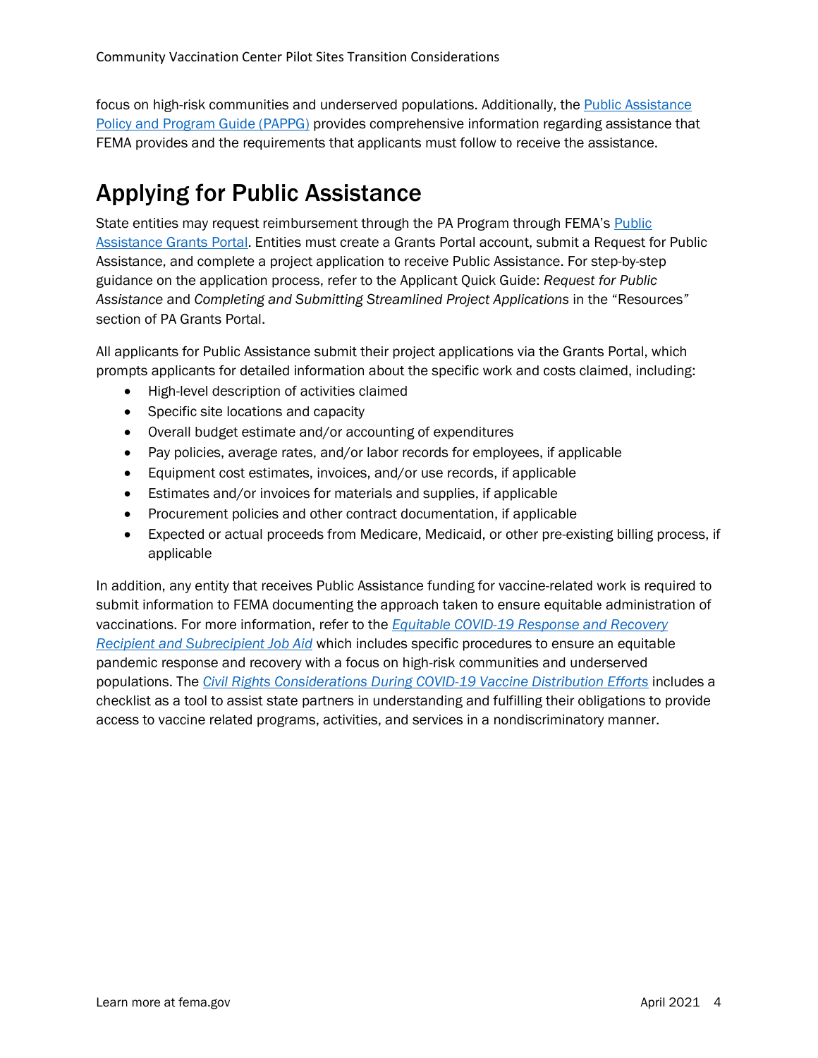focus on high-risk communities and underserved populations. Additionally, the Public Assistance Policy and Program Guide (PAPPG) provides comprehensive information regarding assistance that FEMA provides and the requirements that applicants must follow to receive the assistance.

# Applying for Public Assistance

State entities may request reimbursement through the PA Program through FEMA's Public Assistance Grants Portal. Entities must create a Grants Portal account, submit a Request for Public Assistance, and complete a project application to receive Public Assistance. For step-by-step guidance on the application process, refer to the Applicant Quick Guide: *Request for Public Assistance* and *Completing and Submitting Streamlined Project Applications* in the "Resources" section of PA Grants Portal.

All applicants for Public Assistance submit their project applications via the Grants Portal, which prompts applicants for detailed information about the specific work and costs claimed, including:

- High-level description of activities claimed
- Specific site locations and capacity
- Overall budget estimate and/or accounting of expenditures
- Pay policies, average rates, and/or labor records for employees, if applicable
- Equipment cost estimates, invoices, and/or use records, if applicable
- Estimates and/or invoices for materials and supplies, if applicable
- Procurement policies and other contract documentation, if applicable
- Expected or actual proceeds from Medicare, Medicaid, or other pre-existing billing process, if applicable

In addition, any entity that receives Public Assistance funding for vaccine-related work is required to submit information to FEMA documenting the approach taken to ensure equitable administration of vaccinations. For more information, refer to the *Equitable COVID-19 Response and Recovery Recipient and Subrecipient Job Aid* which includes specific procedures to ensure an equitable pandemic response and recovery with a focus on high-risk communities and underserved populations. The *Civil Rights Considerations During COVID-19 Vaccine Distribution Efforts* includes a checklist as a tool to assist state partners in understanding and fulfilling their obligations to provide access to vaccine related programs, activities, and services in a nondiscriminatory manner.